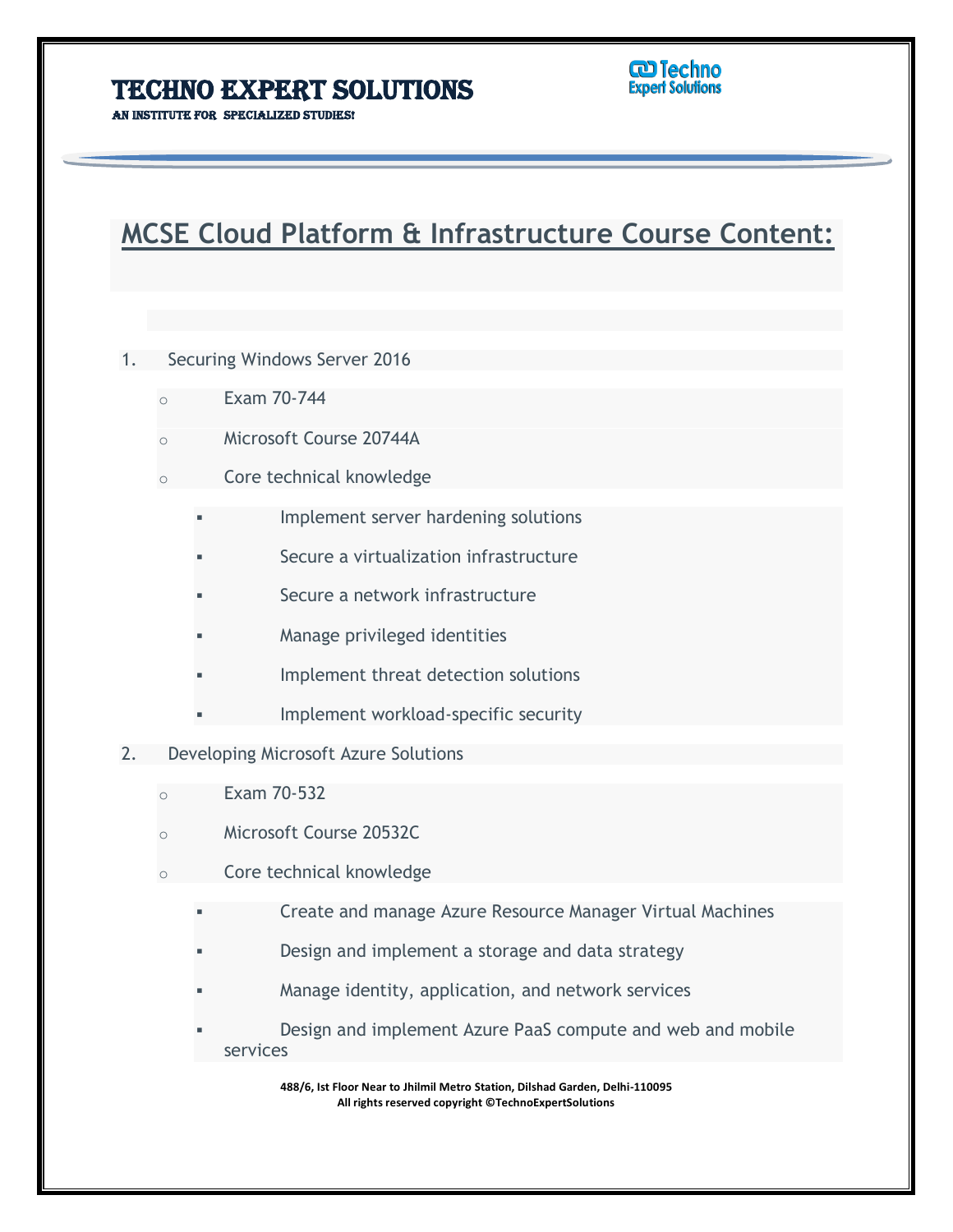# TECHNO EXPERT SOLUTIONS

AN INSTITUTE FOR SPECIALIZED STUDIES!

## MCSE Cloud Platform & Infrastructure Course Content:

1. Securing Windows Server 2016
   - Exam 70-744
   - Microsoft Course 20744A
   - Core technical knowledge
     - Implement server hardening solutions
     - Secure a virtualization infrastructure
     - Secure a network infrastructure
     - Manage privileged identities
     - Implement threat detection solutions
     - Implement workload-specific security
2. Developing Microsoft Azure Solutions
   - Exam 70-532
   - Microsoft Course 20532C
   - Core technical knowledge
     - Create and manage Azure Resource Manager Virtual Machines
     - Design and implement a storage and data strategy
     - Manage identity, application, and network services
     - Design and implement Azure PaaS compute and web and mobile services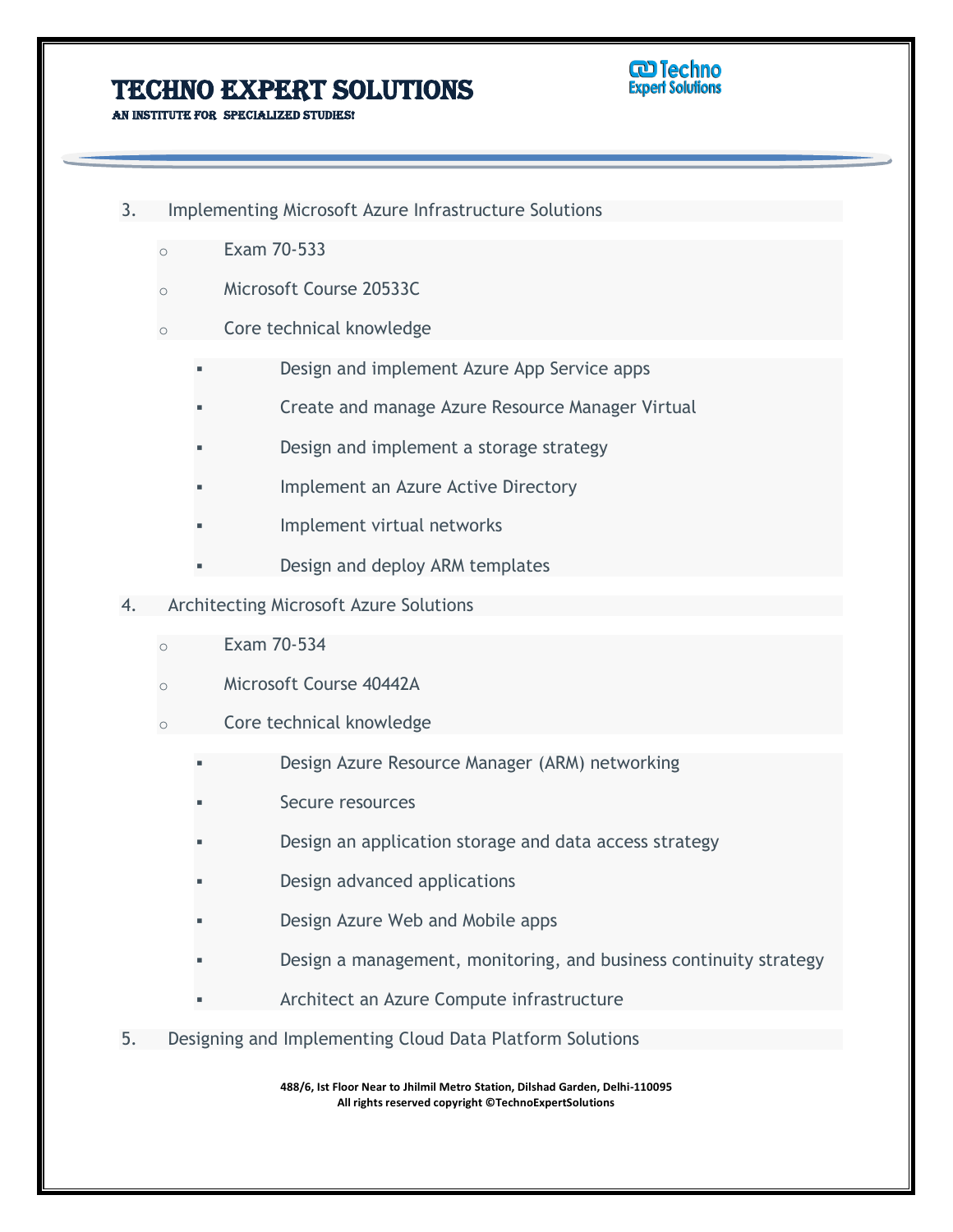3. Implementing Microsoft Azure Infrastructure Solutions
    - Exam 70-533
    - Microsoft Course 20533C
    - Core technical knowledge
        - Design and implement Azure App Service apps
        - Create and manage Azure Resource Manager Virtual
        - Design and implement a storage strategy
        - Implement an Azure Active Directory
        - Implement virtual networks
        - Design and deploy ARM templates
4. Architecting Microsoft Azure Solutions
    - Exam 70-534
    - Microsoft Course 40442A
    - Core technical knowledge
        - Design Azure Resource Manager (ARM) networking
        - Secure resources
        - Design an application storage and data access strategy
        - Design advanced applications
        - Design Azure Web and Mobile apps
        - Design a management, monitoring, and business continuity strategy
        - Architect an Azure Compute infrastructure
5. Designing and Implementing Cloud Data Platform Solutions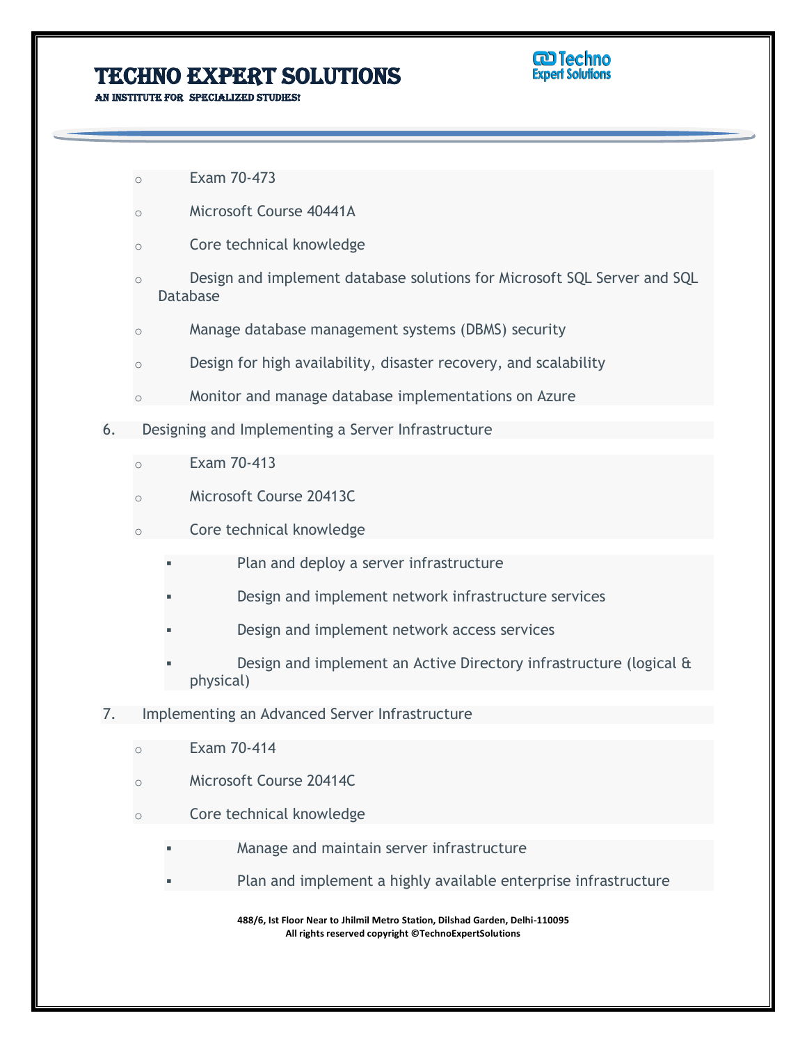- Exam 70-473
- Microsoft Course 40441A
- Core technical knowledge
- Design and implement database solutions for Microsoft SQL Server and SQL Database
- Manage database management systems (DBMS) security
- Design for high availability, disaster recovery, and scalability
- Monitor and manage database implementations on Azure

6. Designing and Implementing a Server Infrastructure
   - Exam 70-413
   - Microsoft Course 20413C
   - Core technical knowledge
     - Plan and deploy a server infrastructure
     - Design and implement network infrastructure services
     - Design and implement network access services
     - Design and implement an Active Directory infrastructure (logical & physical)

7. Implementing an Advanced Server Infrastructure
   - Exam 70-414
   - Microsoft Course 20414C
   - Core technical knowledge
     - Manage and maintain server infrastructure
     - Plan and implement a highly available enterprise infrastructure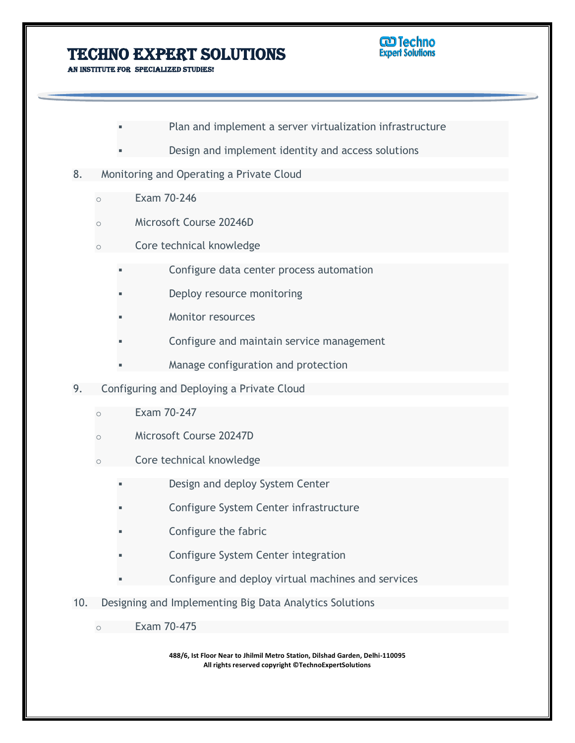- Plan and implement a server virtualization infrastructure
        - Design and implement identity and access solutions

8. Monitoring and Operating a Private Cloud
    - Exam 70-246
    - Microsoft Course 20246D
    - Core technical knowledge
        - Configure data center process automation
        - Deploy resource monitoring
        - Monitor resources
        - Configure and maintain service management
        - Manage configuration and protection

9. Configuring and Deploying a Private Cloud
    - Exam 70-247
    - Microsoft Course 20247D
    - Core technical knowledge
        - Design and deploy System Center
        - Configure System Center infrastructure
        - Configure the fabric
        - Configure System Center integration
        - Configure and deploy virtual machines and services

10. Designing and Implementing Big Data Analytics Solutions
    - Exam 70-475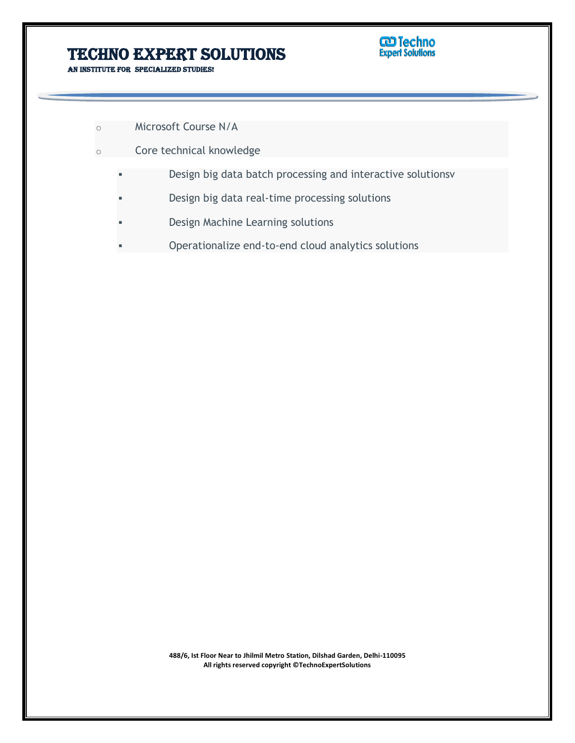- Microsoft Course N/A
- Core technical knowledge
  - Design big data batch processing and interactive solutionsv
  - Design big data real-time processing solutions
  - Design Machine Learning solutions
  - Operationalize end-to-end cloud analytics solutions